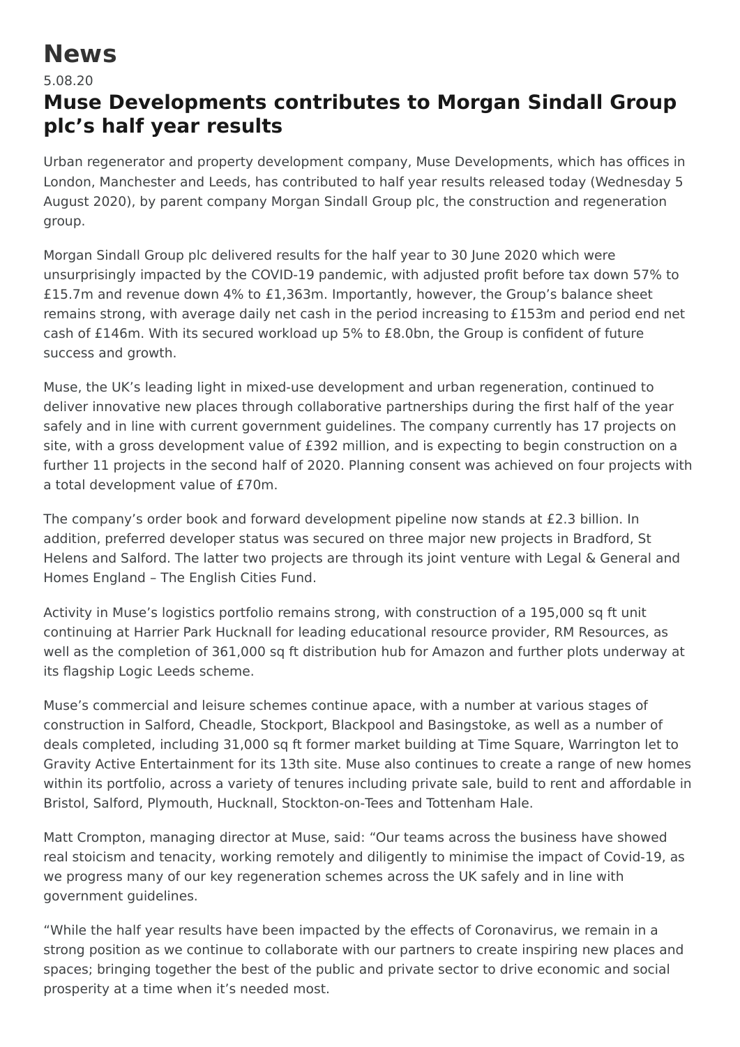# News

5.08.20

## Muse Developments contributes to Morgan Sindall Group plc's half year results

Urban regenerator and property development company, Muse Developments, which has offices in London, Manchester and Leeds, has contributed to half year results released today (Wednesday 5 August 2020), by parent company Morgan Sindall Group plc, the construction and regeneration group.

Morgan Sindall Group plc delivered results for the half year to 30 June 2020 which were unsurprisingly impacted by the COVID-19 pandemic, with adjusted profit before tax down 57% to £15.7m and revenue down 4% to £1,363m. Importantly, however, the Group's balance sheet remains strong, with average daily net cash in the period increasing to £153m and period end net cash of £146m. With its secured workload up 5% to £8.0bn, the Group is confident of future success and growth.

Muse, the UK's leading light in mixed-use development and urban regeneration, continued to deliver innovative new places through collaborative partnerships during the first half of the year safely and in line with current government guidelines. The company currently has 17 projects on site, with a gross development value of £392 million, and is expecting to begin construction on a further 11 projects in the second half of 2020. Planning consent was achieved on four projects with a total development value of £70m.

The company's order book and forward development pipeline now stands at £2.3 billion. In addition, preferred developer status was secured on three major new projects in Bradford, St Helens and Salford. The latter two projects are through its joint venture with Legal & General and Homes England – The English Cities Fund.

Activity in Muse's logistics portfolio remains strong, with construction of a 195,000 sq ft unit continuing at Harrier Park Hucknall for leading educational resource provider, RM Resources, as well as the completion of 361,000 sq ft distribution hub for Amazon and further plots underway at its flagship Logic Leeds scheme.

Muse's commercial and leisure schemes continue apace, with a number at various stages of construction in Salford, Cheadle, Stockport, Blackpool and Basingstoke, as well as a number of deals completed, including 31,000 sq ft former market building at Time Square, Warrington let to Gravity Active Entertainment for its 13th site. Muse also continues to create a range of new homes within its portfolio, across a variety of tenures including private sale, build to rent and affordable in Bristol, Salford, Plymouth, Hucknall, Stockton-on-Tees and Tottenham Hale.

Matt Crompton, managing director at Muse, said: "Our teams across the business have showed real stoicism and tenacity, working remotely and diligently to minimise the impact of Covid-19, as we progress many of our key regeneration schemes across the UK safely and in line with government guidelines.

"While the half year results have been impacted by the effects of Coronavirus, we remain in a strong position as we continue to collaborate with our partners to create inspiring new places and spaces; bringing together the best of the public and private sector to drive economic and social prosperity at a time when it's needed most.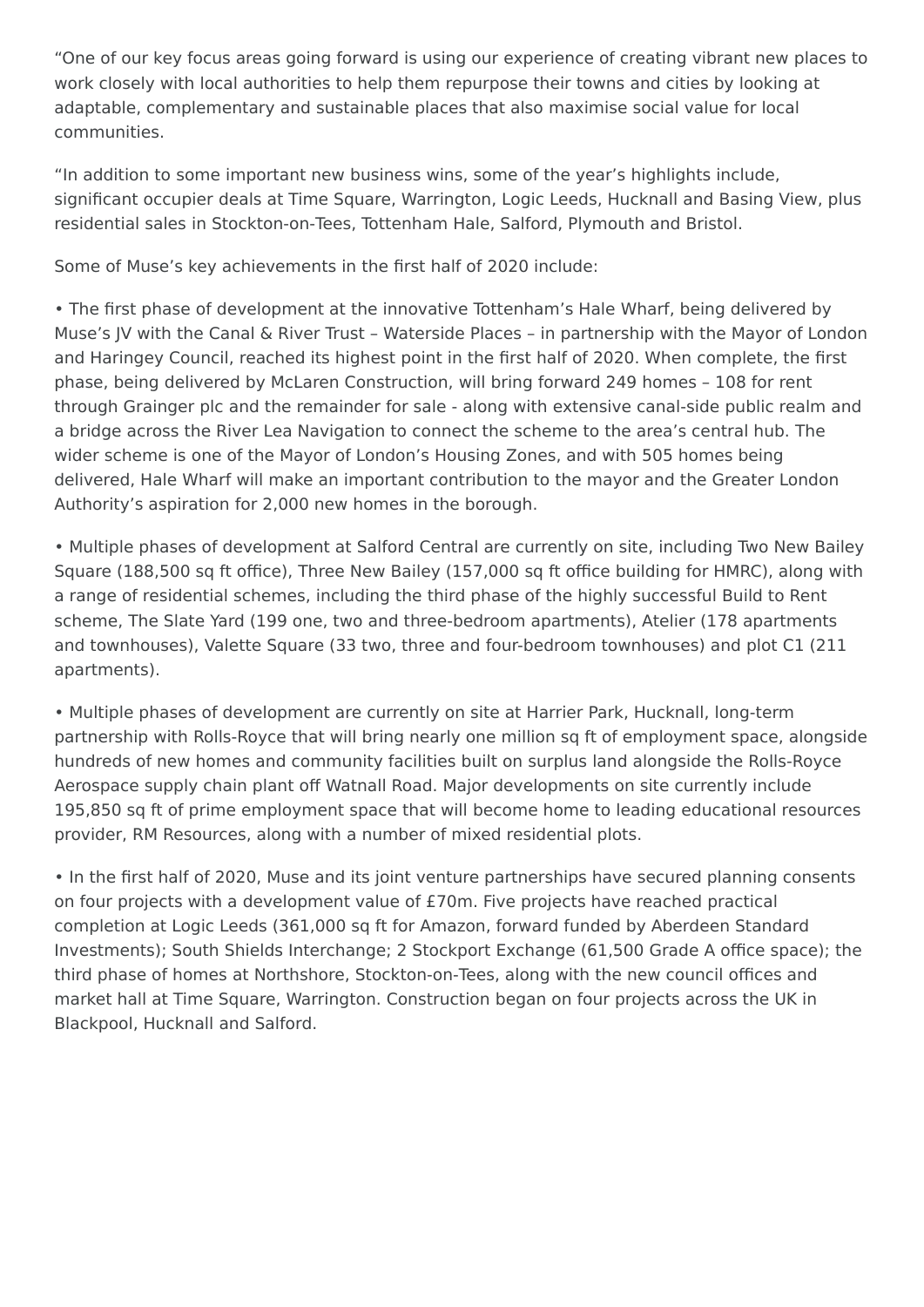"One of our key focus areas going forward is using our experience of creating vibrant new places to work closely with local authorities to help them repurpose their towns and cities by looking at adaptable, complementary and sustainable places that also maximise social value for local communities.

"In addition to some important new business wins, some of the year's highlights include, significant occupier deals at Time Square, Warrington, Logic Leeds, Hucknall and Basing View, plus residential sales in Stockton-on-Tees, Tottenham Hale, Salford, Plymouth and Bristol.

Some of Muse's key achievements in the first half of 2020 include:

• The first phase of development at the innovative Tottenham's Hale Wharf, being delivered by Muse's JV with the Canal & River Trust – Waterside Places – in partnership with the Mayor of London and Haringey Council, reached its highest point in the first half of 2020. When complete, the first phase, being delivered by McLaren Construction, will bring forward 249 homes – 108 for rent through Grainger plc and the remainder for sale - along with extensive canal-side public realm and a bridge across the River Lea Navigation to connect the scheme to the area's central hub. The wider scheme is one of the Mayor of London's Housing Zones, and with 505 homes being delivered, Hale Wharf will make an important contribution to the mayor and the Greater London Authority's aspiration for 2,000 new homes in the borough.

• Multiple phases of development at Salford Central are currently on site, including Two New Bailey Square (188,500 sq ft office), Three New Bailey (157,000 sq ft office building for HMRC), along with a range of residential schemes, including the third phase of the highly successful Build to Rent scheme, The Slate Yard (199 one, two and three-bedroom apartments), Atelier (178 apartments and townhouses), Valette Square (33 two, three and four-bedroom townhouses) and plot C1 (211 apartments).

• Multiple phases of development are currently on site at Harrier Park, Hucknall, long-term partnership with Rolls-Royce that will bring nearly one million sq ft of employment space, alongside hundreds of new homes and community facilities built on surplus land alongside the Rolls-Royce Aerospace supply chain plant off Watnall Road. Major developments on site currently include 195,850 sq ft of prime employment space that will become home to leading educational resources provider, RM Resources, along with a number of mixed residential plots.

• In the first half of 2020, Muse and its joint venture partnerships have secured planning consents on four projects with a development value of £70m. Five projects have reached practical completion at Logic Leeds (361,000 sq ft for Amazon, forward funded by Aberdeen Standard Investments); South Shields Interchange; 2 Stockport Exchange (61,500 Grade A office space); the third phase of homes at Northshore, Stockton-on-Tees, along with the new council offices and market hall at Time Square, Warrington. Construction began on four projects across the UK in Blackpool, Hucknall and Salford.